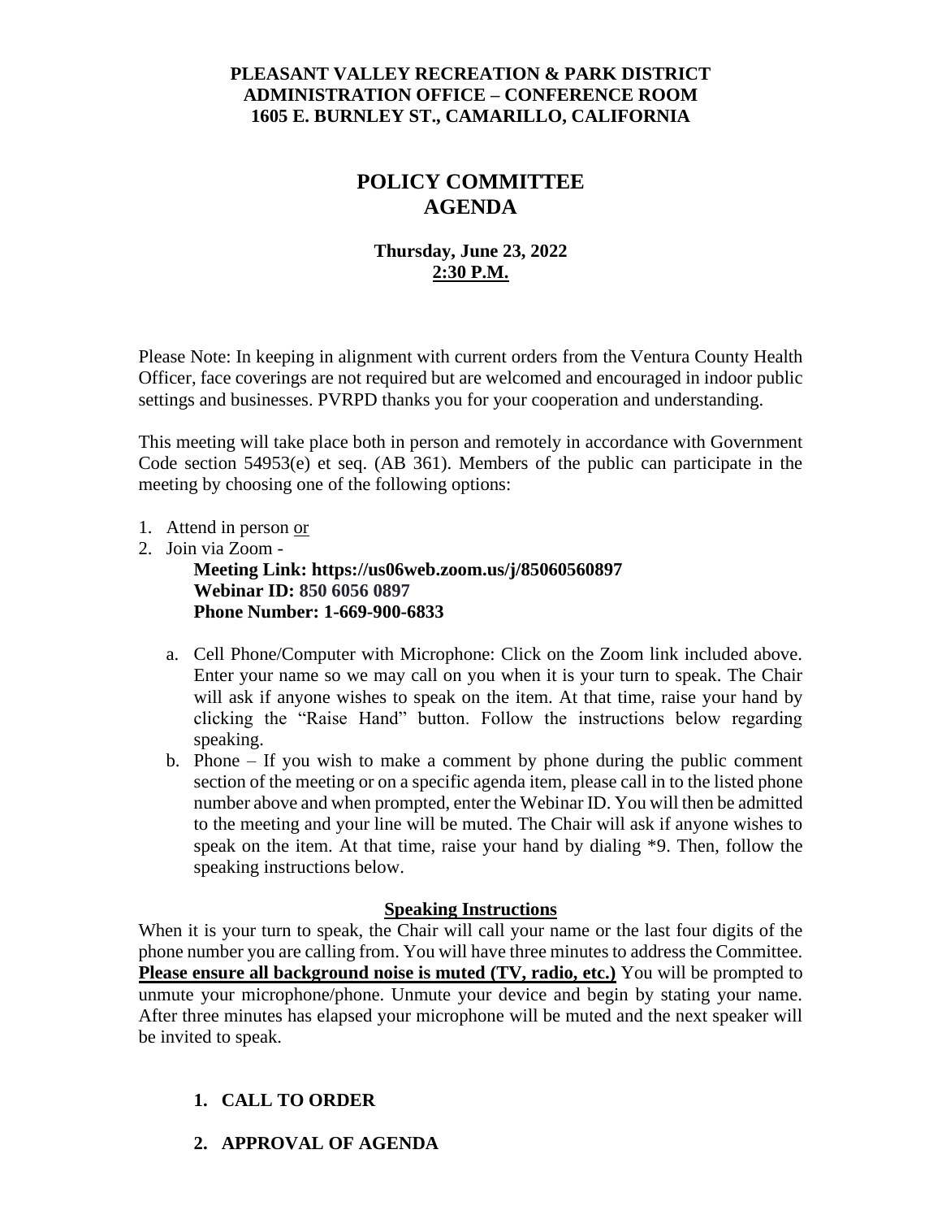**PLEASANT VALLEY RECREATION & PARK DISTRICT**
**ADMINISTRATION OFFICE – CONFERENCE ROOM**
**1605 E. BURNLEY ST., CAMARILLO, CALIFORNIA**

# POLICY COMMITTEE AGENDA

**Thursday, June 23, 2022**
**2:30 P.M.**

Please Note: In keeping in alignment with current orders from the Ventura County Health Officer, face coverings are not required but are welcomed and encouraged in indoor public settings and businesses. PVRPD thanks you for your cooperation and understanding.

This meeting will take place both in person and remotely in accordance with Government Code section 54953(e) et seq. (AB 361). Members of the public can participate in the meeting by choosing one of the following options:

1. Attend in person or
2. Join via Zoom -
   **Meeting Link: https://us06web.zoom.us/j/85060560897**
   **Webinar ID: 850 6056 0897**
   **Phone Number: 1-669-900-6833**

   a. Cell Phone/Computer with Microphone: Click on the Zoom link included above. Enter your name so we may call on you when it is your turn to speak. The Chair will ask if anyone wishes to speak on the item. At that time, raise your hand by clicking the "Raise Hand" button. Follow the instructions below regarding speaking.
   b. Phone – If you wish to make a comment by phone during the public comment section of the meeting or on a specific agenda item, please call in to the listed phone number above and when prompted, enter the Webinar ID. You will then be admitted to the meeting and your line will be muted. The Chair will ask if anyone wishes to speak on the item. At that time, raise your hand by dialing *9. Then, follow the speaking instructions below.

**Speaking Instructions**

When it is your turn to speak, the Chair will call your name or the last four digits of the phone number you are calling from. You will have three minutes to address the Committee. **Please ensure all background noise is muted (TV, radio, etc.)** You will be prompted to unmute your microphone/phone. Unmute your device and begin by stating your name. After three minutes has elapsed your microphone will be muted and the next speaker will be invited to speak.

1. **CALL TO ORDER**
2. **APPROVAL OF AGENDA**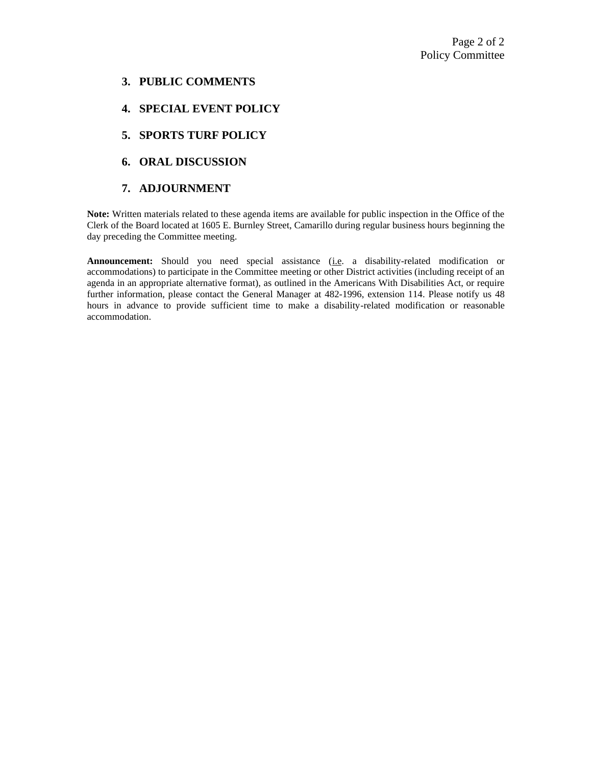3. **PUBLIC COMMENTS**

4. **SPECIAL EVENT POLICY**

5. **SPORTS TURF POLICY**

6. **ORAL DISCUSSION**

7. **ADJOURNMENT**

**Note:** Written materials related to these agenda items are available for public inspection in the Office of the Clerk of the Board located at 1605 E. Burnley Street, Camarillo during regular business hours beginning the day preceding the Committee meeting.

**Announcement:** Should you need special assistance (i.e. a disability-related modification or accommodations) to participate in the Committee meeting or other District activities (including receipt of an agenda in an appropriate alternative format), as outlined in the Americans With Disabilities Act, or require further information, please contact the General Manager at 482-1996, extension 114. Please notify us 48 hours in advance to provide sufficient time to make a disability-related modification or reasonable accommodation.